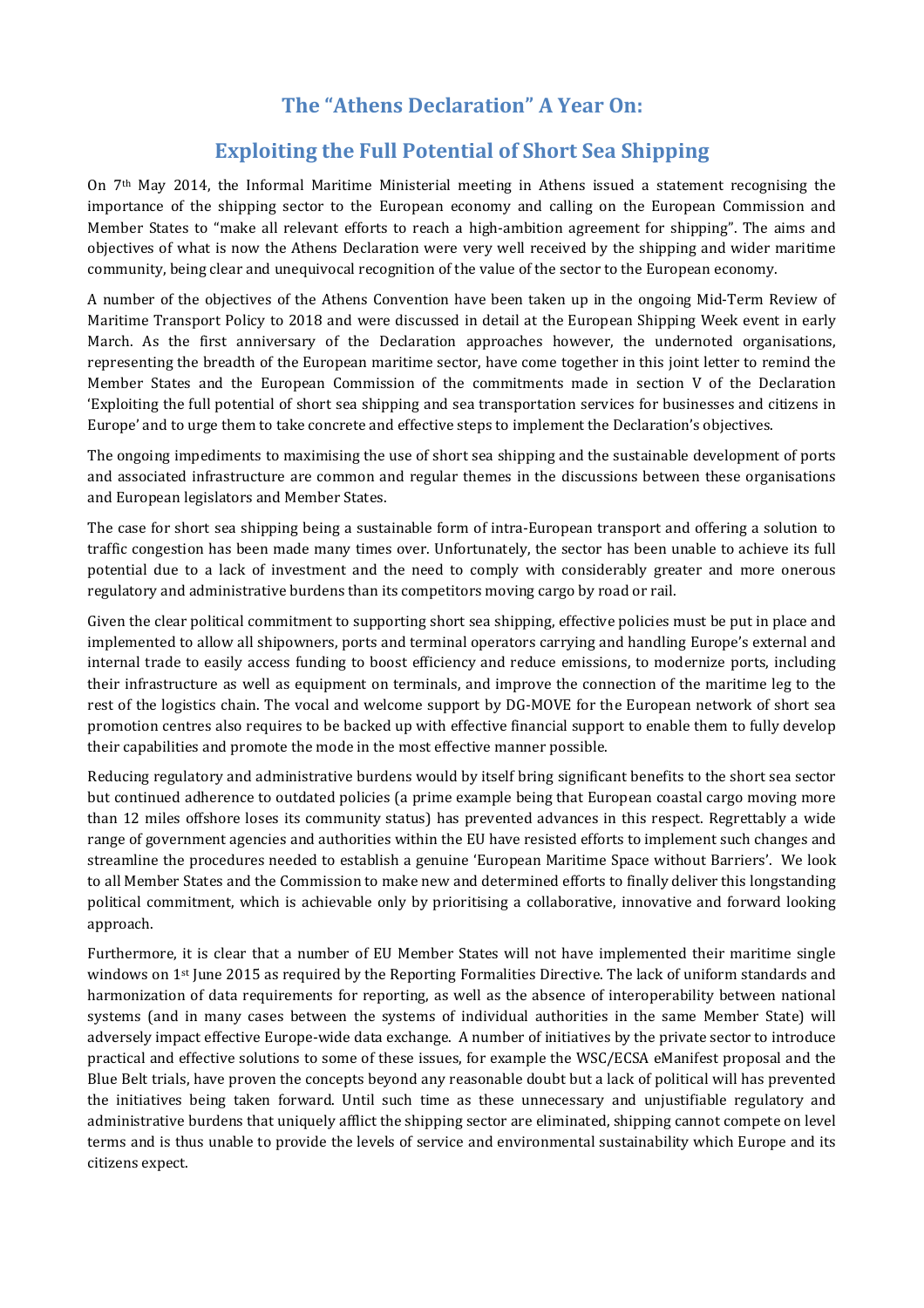# The "Athens Declaration" A Year On:

# Exploiting the Full Potential of Short Sea Shipping

On 7th May 2014, the Informal Maritime Ministerial meeting in Athens issued a statement recognising the importance of the shipping sector to the European economy and calling on the European Commission and Member States to "make all relevant efforts to reach a high-ambition agreement for shipping". The aims and objectives of what is now the Athens Declaration were very well received by the shipping and wider maritime community, being clear and unequivocal recognition of the value of the sector to the European economy.

A number of the objectives of the Athens Convention have been taken up in the ongoing Mid-Term Review of Maritime Transport Policy to 2018 and were discussed in detail at the European Shipping Week event in early March. As the first anniversary of the Declaration approaches however, the undernoted organisations, representing the breadth of the European maritime sector, have come together in this joint letter to remind the Member States and the European Commission of the commitments made in section V of the Declaration 'Exploiting the full potential of short sea shipping and sea transportation services for businesses and citizens in Europe' and to urge them to take concrete and effective steps to implement the Declaration's objectives.

The ongoing impediments to maximising the use of short sea shipping and the sustainable development of ports and associated infrastructure are common and regular themes in the discussions between these organisations and European legislators and Member States.

The case for short sea shipping being a sustainable form of intra-European transport and offering a solution to traffic congestion has been made many times over. Unfortunately, the sector has been unable to achieve its full potential due to a lack of investment and the need to comply with considerably greater and more onerous regulatory and administrative burdens than its competitors moving cargo by road or rail.

Given the clear political commitment to supporting short sea shipping, effective policies must be put in place and implemented to allow all shipowners, ports and terminal operators carrying and handling Europe's external and internal trade to easily access funding to boost efficiency and reduce emissions, to modernize ports, including their infrastructure as well as equipment on terminals, and improve the connection of the maritime leg to the rest of the logistics chain. The vocal and welcome support by DG-MOVE for the European network of short sea promotion centres also requires to be backed up with effective financial support to enable them to fully develop their capabilities and promote the mode in the most effective manner possible.

Reducing regulatory and administrative burdens would by itself bring significant benefits to the short sea sector but continued adherence to outdated policies (a prime example being that European coastal cargo moving more than 12 miles offshore loses its community status) has prevented advances in this respect. Regrettably a wide range of government agencies and authorities within the EU have resisted efforts to implement such changes and streamline the procedures needed to establish a genuine 'European Maritime Space without Barriers'. We look to all Member States and the Commission to make new and determined efforts to finally deliver this longstanding political commitment, which is achievable only by prioritising a collaborative, innovative and forward looking approach.

Furthermore, it is clear that a number of EU Member States will not have implemented their maritime single windows on 1st June 2015 as required by the Reporting Formalities Directive. The lack of uniform standards and harmonization of data requirements for reporting, as well as the absence of interoperability between national systems (and in many cases between the systems of individual authorities in the same Member State) will adversely impact effective Europe-wide data exchange. A number of initiatives by the private sector to introduce practical and effective solutions to some of these issues, for example the WSC/ECSA eManifest proposal and the Blue Belt trials, have proven the concepts beyond any reasonable doubt but a lack of political will has prevented the initiatives being taken forward. Until such time as these unnecessary and unjustifiable regulatory and administrative burdens that uniquely afflict the shipping sector are eliminated, shipping cannot compete on level terms and is thus unable to provide the levels of service and environmental sustainability which Europe and its citizens expect.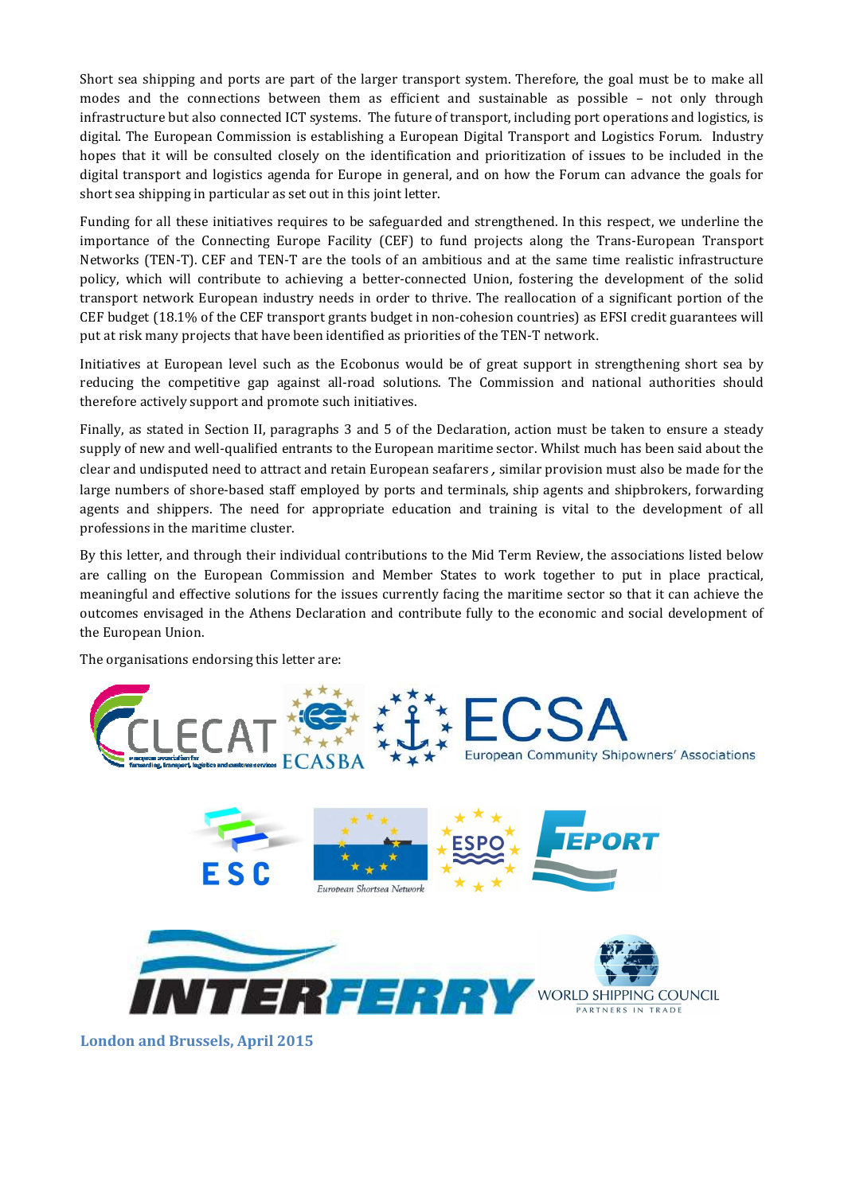Short sea shipping and ports are part of the larger transport system. Therefore, the goal must be to make all modes and the connections between them as efficient and sustainable as possible – not only through infrastructure but also connected ICT systems. The future of transport, including port operations and logistics, is digital. The European Commission is establishing a European Digital Transport and Logistics Forum. Industry hopes that it will be consulted closely on the identification and prioritization of issues to be included in the digital transport and logistics agenda for Europe in general, and on how the Forum can advance the goals for short sea shipping in particular as set out in this joint letter.

Funding for all these initiatives requires to be safeguarded and strengthened. In this respect, we underline the importance of the Connecting Europe Facility (CEF) to fund projects along the Trans-European Transport Networks (TEN-T). CEF and TEN-T are the tools of an ambitious and at the same time realistic infrastructure policy, which will contribute to achieving a better-connected Union, fostering the development of the solid transport network European industry needs in order to thrive. The reallocation of a significant portion of the CEF budget (18.1% of the CEF transport grants budget in non-cohesion countries) as EFSI credit guarantees will put at risk many projects that have been identified as priorities of the TEN-T network.

Initiatives at European level such as the Ecobonus would be of great support in strengthening short sea by reducing the competitive gap against all-road solutions. The Commission and national authorities should therefore actively support and promote such initiatives.

Finally, as stated in Section II, paragraphs 3 and 5 of the Declaration, action must be taken to ensure a steady supply of new and well-qualified entrants to the European maritime sector. Whilst much has been said about the clear and undisputed need to attract and retain European seafarers, similar provision must also be made for the large numbers of shore-based staff employed by ports and terminals, ship agents and shipbrokers, forwarding agents and shippers. The need for appropriate education and training is vital to the development of all professions in the maritime cluster.

By this letter, and through their individual contributions to the Mid Term Review, the associations listed below are calling on the European Commission and Member States to work together to put in place practical, meaningful and effective solutions for the issues currently facing the maritime sector so that it can achieve the outcomes envisaged in the Athens Declaration and contribute fully to the economic and social development of the European Union.

The organisations endorsing this letter are:

CLECAT – european association for forwarding, transport, logistics and customs services

ECASBA

ECSA – European Community Shipowners' Associations

ESC

European Shortsea Network

ESPO

FEPORT

INTERFERRY

WORLD SHIPPING COUNCIL – PARTNERS IN TRADE

**London and Brussels, April 2015**